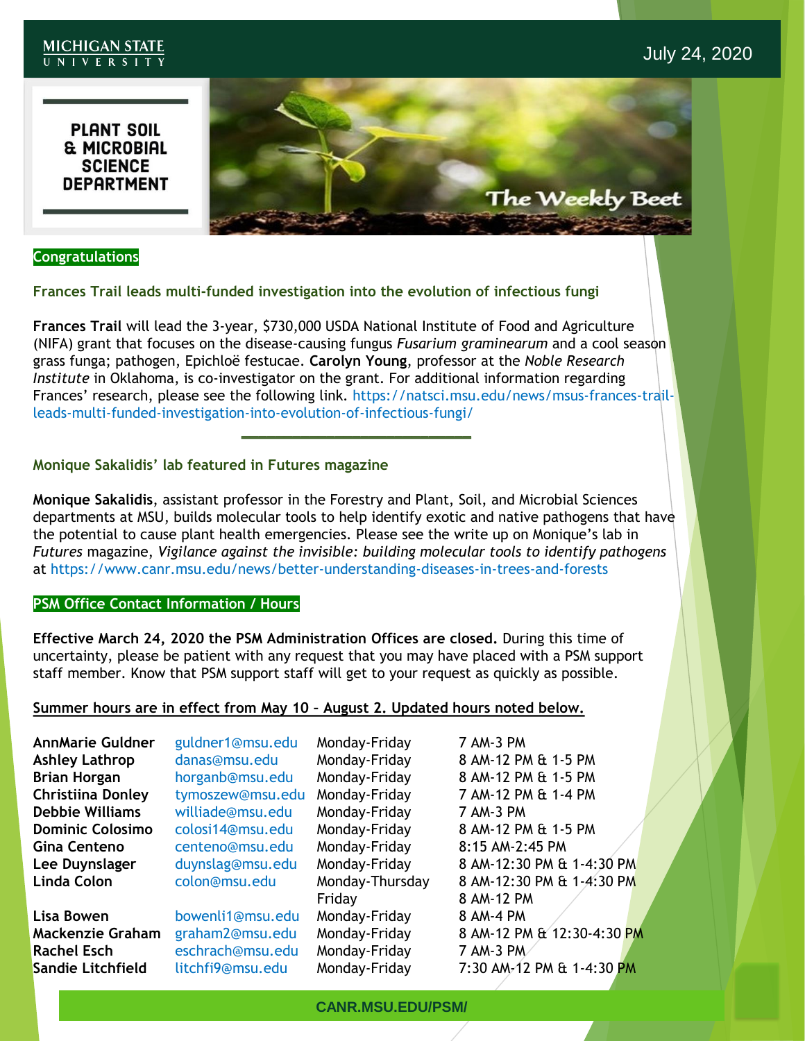MICHIGAN STATE UNIVERSITY

July 24, 2020

**PLANT SOIL & MICROBIAL SCIENCE DEPARTMENT**

# The Weekly Beet

## Congratulations

### Frances Trail leads multi-funded investigation into the evolution of infectious fungi

**Frances Trail** will lead the 3-year, $730,000 USDA National Institute of Food and Agriculture (NIFA) grant that focuses on the disease-causing fungus *Fusarium graminearum* and a cool season grass funga; pathogen, Epichloë festucae. **Carolyn Young**, professor at the *Noble Research Institute* in Oklahoma, is co-investigator on the grant. For additional information regarding Frances' research, please see the following link. https://natsci.msu.edu/news/msus-frances-trail-leads-multi-funded-investigation-into-evolution-of-infectious-fungi/

---

### Monique Sakalidis' lab featured in Futures magazine

**Monique Sakalidis**, assistant professor in the Forestry and Plant, Soil, and Microbial Sciences departments at MSU, builds molecular tools to help identify exotic and native pathogens that have the potential to cause plant health emergencies. Please see the write up on Monique's lab in *Futures* magazine, *Vigilance against the invisible: building molecular tools to identify pathogens* at https://www.canr.msu.edu/news/better-understanding-diseases-in-trees-and-forests

## PSM Office Contact Information / Hours

**Effective March 24, 2020 the PSM Administration Offices are closed.** During this time of uncertainty, please be patient with any request that you may have placed with a PSM support staff member. Know that PSM support staff will get to your request as quickly as possible.

**Summer hours are in effect from May 10 – August 2. Updated hours noted below.**

| Name | Email | Days | Hours |
|---|---|---|---|
| **AnnMarie Guldner** | guldner1@msu.edu | Monday-Friday | 7 AM-3 PM |
| **Ashley Lathrop** | danas@msu.edu | Monday-Friday | 8 AM-12 PM & 1-5 PM |
| **Brian Horgan** | horganb@msu.edu | Monday-Friday | 8 AM-12 PM & 1-5 PM |
| **Christiina Donley** | tymoszew@msu.edu | Monday-Friday | 7 AM-12 PM & 1-4 PM |
| **Debbie Williams** | williade@msu.edu | Monday-Friday | 7 AM-3 PM |
| **Dominic Colosimo** | colosi14@msu.edu | Monday-Friday | 8 AM-12 PM & 1-5 PM |
| **Gina Centeno** | centeno@msu.edu | Monday-Friday | 8:15 AM-2:45 PM |
| **Lee Duynslager** | duynslag@msu.edu | Monday-Friday | 8 AM-12:30 PM & 1-4:30 PM |
| **Linda Colon** | colon@msu.edu | Monday-Thursday | 8 AM-12:30 PM & 1-4:30 PM |
| | | Friday | 8 AM-12 PM |
| **Lisa Bowen** | bowenli1@msu.edu | Monday-Friday | 8 AM-4 PM |
| **Mackenzie Graham** | graham2@msu.edu | Monday-Friday | 8 AM-12 PM & 12:30-4:30 PM |
| **Rachel Esch** | eschrach@msu.edu | Monday-Friday | 7 AM-3 PM |
| **Sandie Litchfield** | litchfi9@msu.edu | Monday-Friday | 7:30 AM-12 PM & 1-4:30 PM |

CANR.MSU.EDU/PSM/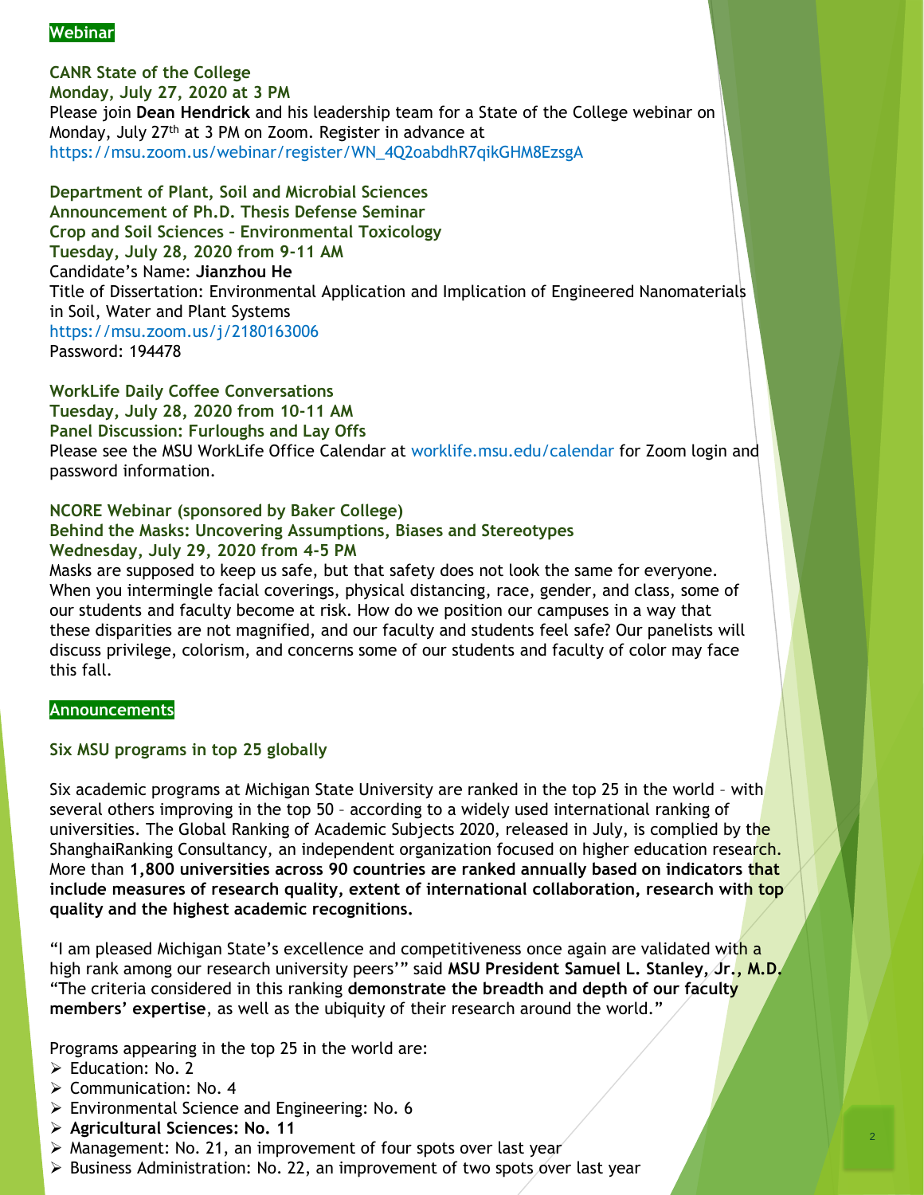**Webinar**

**CANR State of the College**
**Monday, July 27, 2020 at 3 PM**
Please join **Dean Hendrick** and his leadership team for a State of the College webinar on Monday, July 27th at 3 PM on Zoom. Register in advance at https://msu.zoom.us/webinar/register/WN_4Q2oabdhR7qikGHM8EzsgA

**Department of Plant, Soil and Microbial Sciences**
**Announcement of Ph.D. Thesis Defense Seminar**
**Crop and Soil Sciences – Environmental Toxicology**
**Tuesday, July 28, 2020 from 9-11 AM**
Candidate's Name: **Jianzhou He**
Title of Dissertation: Environmental Application and Implication of Engineered Nanomaterials in Soil, Water and Plant Systems
https://msu.zoom.us/j/2180163006
Password: 194478

**WorkLife Daily Coffee Conversations**
**Tuesday, July 28, 2020 from 10-11 AM**
**Panel Discussion: Furloughs and Lay Offs**
Please see the MSU WorkLife Office Calendar at worklife.msu.edu/calendar for Zoom login and password information.

**NCORE Webinar (sponsored by Baker College)**
**Behind the Masks: Uncovering Assumptions, Biases and Stereotypes**
**Wednesday, July 29, 2020 from 4-5 PM**
Masks are supposed to keep us safe, but that safety does not look the same for everyone. When you intermingle facial coverings, physical distancing, race, gender, and class, some of our students and faculty become at risk. How do we position our campuses in a way that these disparities are not magnified, and our faculty and students feel safe? Our panelists will discuss privilege, colorism, and concerns some of our students and faculty of color may face this fall.

**Announcements**

**Six MSU programs in top 25 globally**

Six academic programs at Michigan State University are ranked in the top 25 in the world – with several others improving in the top 50 – according to a widely used international ranking of universities. The Global Ranking of Academic Subjects 2020, released in July, is complied by the ShanghaiRanking Consultancy, an independent organization focused on higher education research. More than **1,800 universities across 90 countries are ranked annually based on indicators that include measures of research quality, extent of international collaboration, research with top quality and the highest academic recognitions.**

"I am pleased Michigan State's excellence and competitiveness once again are validated with a high rank among our research university peers'" said **MSU President Samuel L. Stanley, Jr., M.D.** "The criteria considered in this ranking **demonstrate the breadth and depth of our faculty members' expertise**, as well as the ubiquity of their research around the world."

Programs appearing in the top 25 in the world are:

- Education: No. 2
- Communication: No. 4
- Environmental Science and Engineering: No. 6
- **Agricultural Sciences: No. 11**
- Management: No. 21, an improvement of four spots over last year
- Business Administration: No. 22, an improvement of two spots over last year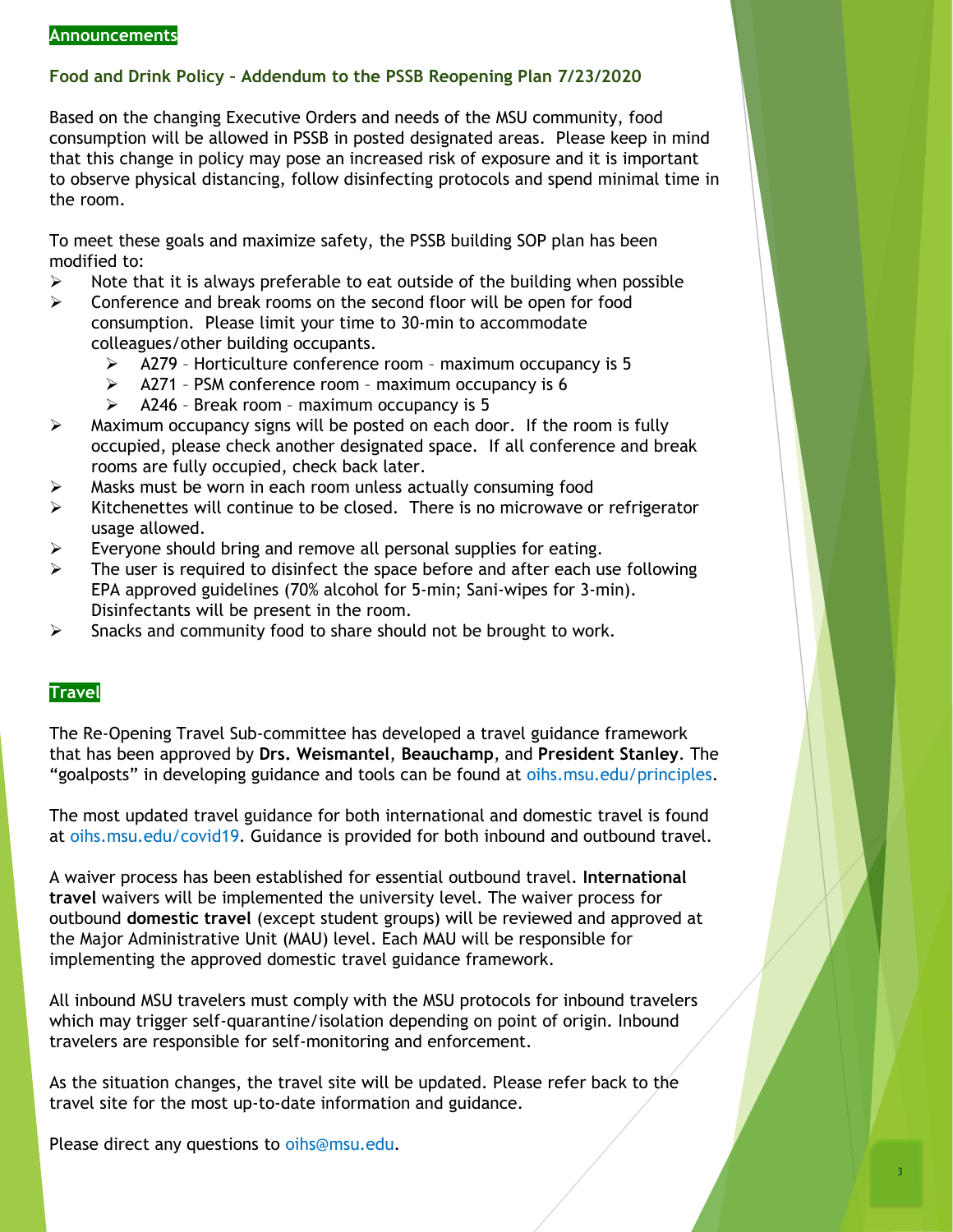## Announcements

### Food and Drink Policy – Addendum to the PSSB Reopening Plan 7/23/2020

Based on the changing Executive Orders and needs of the MSU community, food consumption will be allowed in PSSB in posted designated areas. Please keep in mind that this change in policy may pose an increased risk of exposure and it is important to observe physical distancing, follow disinfecting protocols and spend minimal time in the room.

To meet these goals and maximize safety, the PSSB building SOP plan has been modified to:

- Note that it is always preferable to eat outside of the building when possible
- Conference and break rooms on the second floor will be open for food consumption. Please limit your time to 30-min to accommodate colleagues/other building occupants.
  - A279 – Horticulture conference room – maximum occupancy is 5
  - A271 – PSM conference room – maximum occupancy is 6
  - A246 – Break room – maximum occupancy is 5
- Maximum occupancy signs will be posted on each door. If the room is fully occupied, please check another designated space. If all conference and break rooms are fully occupied, check back later.
- Masks must be worn in each room unless actually consuming food
- Kitchenettes will continue to be closed. There is no microwave or refrigerator usage allowed.
- Everyone should bring and remove all personal supplies for eating.
- The user is required to disinfect the space before and after each use following EPA approved guidelines (70% alcohol for 5-min; Sani-wipes for 3-min). Disinfectants will be present in the room.
- Snacks and community food to share should not be brought to work.

## Travel

The Re-Opening Travel Sub-committee has developed a travel guidance framework that has been approved by **Drs. Weismantel**, **Beauchamp**, and **President Stanley**. The "goalposts" in developing guidance and tools can be found at oihs.msu.edu/principles.

The most updated travel guidance for both international and domestic travel is found at oihs.msu.edu/covid19. Guidance is provided for both inbound and outbound travel.

A waiver process has been established for essential outbound travel. **International travel** waivers will be implemented the university level. The waiver process for outbound **domestic travel** (except student groups) will be reviewed and approved at the Major Administrative Unit (MAU) level. Each MAU will be responsible for implementing the approved domestic travel guidance framework.

All inbound MSU travelers must comply with the MSU protocols for inbound travelers which may trigger self-quarantine/isolation depending on point of origin. Inbound travelers are responsible for self-monitoring and enforcement.

As the situation changes, the travel site will be updated. Please refer back to the travel site for the most up-to-date information and guidance.

Please direct any questions to oihs@msu.edu.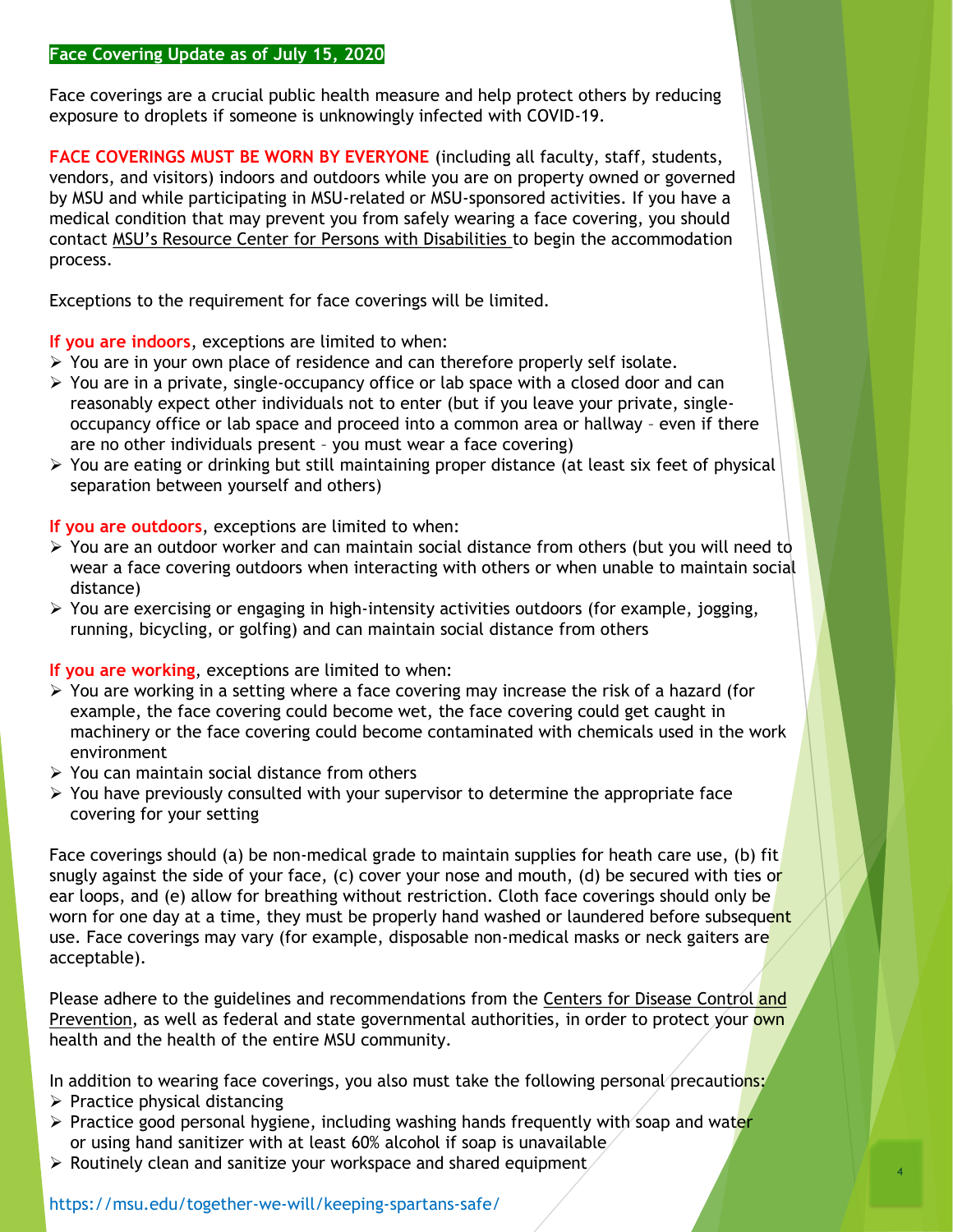**Face Covering Update as of July 15, 2020**

Face coverings are a crucial public health measure and help protect others by reducing exposure to droplets if someone is unknowingly infected with COVID-19.

**FACE COVERINGS MUST BE WORN BY EVERYONE** (including all faculty, staff, students, vendors, and visitors) indoors and outdoors while you are on property owned or governed by MSU and while participating in MSU-related or MSU-sponsored activities. If you have a medical condition that may prevent you from safely wearing a face covering, you should contact MSU's Resource Center for Persons with Disabilities to begin the accommodation process.

Exceptions to the requirement for face coverings will be limited.

**If you are indoors**, exceptions are limited to when:

- You are in your own place of residence and can therefore properly self isolate.
- You are in a private, single-occupancy office or lab space with a closed door and can reasonably expect other individuals not to enter (but if you leave your private, single-occupancy office or lab space and proceed into a common area or hallway – even if there are no other individuals present – you must wear a face covering)
- You are eating or drinking but still maintaining proper distance (at least six feet of physical separation between yourself and others)

**If you are outdoors**, exceptions are limited to when:

- You are an outdoor worker and can maintain social distance from others (but you will need to wear a face covering outdoors when interacting with others or when unable to maintain social distance)
- You are exercising or engaging in high-intensity activities outdoors (for example, jogging, running, bicycling, or golfing) and can maintain social distance from others

**If you are working**, exceptions are limited to when:

- You are working in a setting where a face covering may increase the risk of a hazard (for example, the face covering could become wet, the face covering could get caught in machinery or the face covering could become contaminated with chemicals used in the work environment
- You can maintain social distance from others
- You have previously consulted with your supervisor to determine the appropriate face covering for your setting

Face coverings should (a) be non-medical grade to maintain supplies for heath care use, (b) fit snugly against the side of your face, (c) cover your nose and mouth, (d) be secured with ties or ear loops, and (e) allow for breathing without restriction. Cloth face coverings should only be worn for one day at a time, they must be properly hand washed or laundered before subsequent use. Face coverings may vary (for example, disposable non-medical masks or neck gaiters are acceptable).

Please adhere to the guidelines and recommendations from the Centers for Disease Control and Prevention, as well as federal and state governmental authorities, in order to protect your own health and the health of the entire MSU community.

In addition to wearing face coverings, you also must take the following personal precautions:

- Practice physical distancing
- Practice good personal hygiene, including washing hands frequently with soap and water or using hand sanitizer with at least 60% alcohol if soap is unavailable
- Routinely clean and sanitize your workspace and shared equipment

https://msu.edu/together-we-will/keeping-spartans-safe/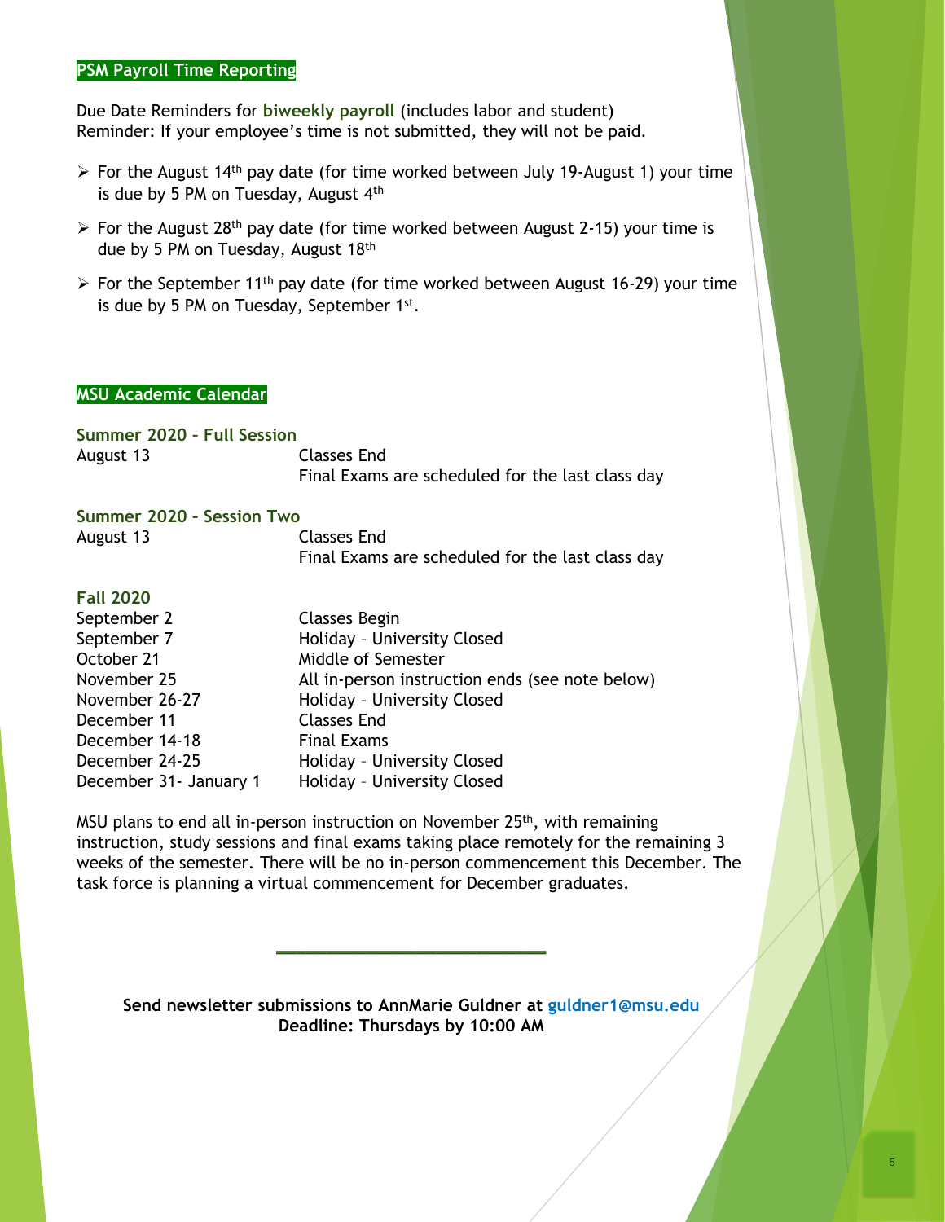## PSM Payroll Time Reporting

Due Date Reminders for **biweekly payroll** (includes labor and student)
Reminder: If your employee's time is not submitted, they will not be paid.

- For the August 14th pay date (for time worked between July 19-August 1) your time is due by 5 PM on Tuesday, August 4th
- For the August 28th pay date (for time worked between August 2-15) your time is due by 5 PM on Tuesday, August 18th
- For the September 11th pay date (for time worked between August 16-29) your time is due by 5 PM on Tuesday, September 1st.

## MSU Academic Calendar

### Summer 2020 – Full Session

| | |
|---|---|
| August 13 | Classes End<br>Final Exams are scheduled for the last class day |

### Summer 2020 – Session Two

| | |
|---|---|
| August 13 | Classes End<br>Final Exams are scheduled for the last class day |

### Fall 2020

| | |
|---|---|
| September 2 | Classes Begin |
| September 7 | Holiday – University Closed |
| October 21 | Middle of Semester |
| November 25 | All in-person instruction ends (see note below) |
| November 26-27 | Holiday - University Closed |
| December 11 | Classes End |
| December 14-18 | Final Exams |
| December 24-25 | Holiday – University Closed |
| December 31- January 1 | Holiday – University Closed |

MSU plans to end all in-person instruction on November 25th, with remaining instruction, study sessions and final exams taking place remotely for the remaining 3 weeks of the semester. There will be no in-person commencement this December. The task force is planning a virtual commencement for December graduates.

---

**Send newsletter submissions to AnnMarie Guldner at guldner1@msu.edu**
**Deadline: Thursdays by 10:00 AM**